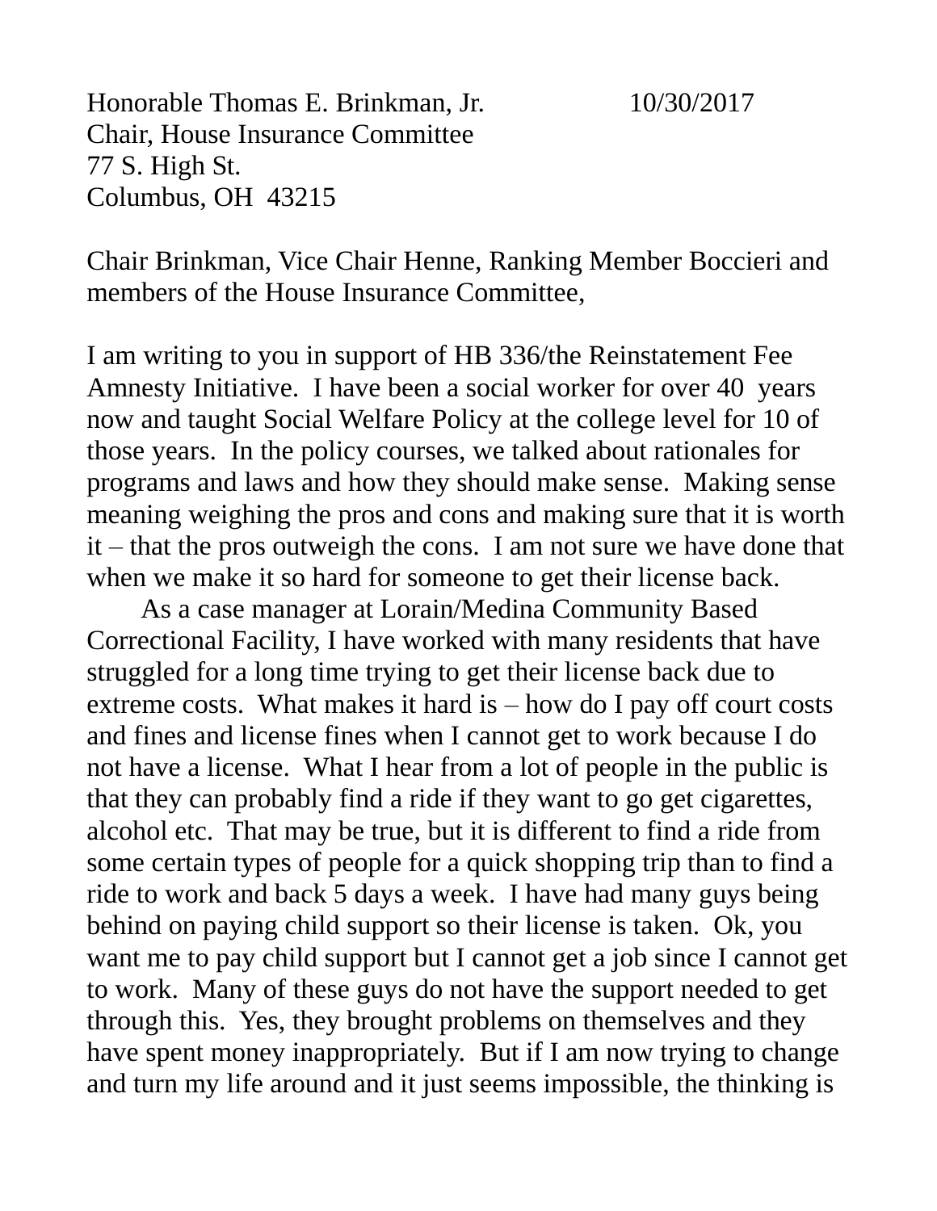Honorable Thomas E. Brinkman, Jr.  10/30/2017
Chair, House Insurance Committee
77 S. High St.
Columbus, OH 43215

Chair Brinkman, Vice Chair Henne, Ranking Member Boccieri and members of the House Insurance Committee,

I am writing to you in support of HB 336/the Reinstatement Fee Amnesty Initiative. I have been a social worker for over 40 years now and taught Social Welfare Policy at the college level for 10 of those years. In the policy courses, we talked about rationales for programs and laws and how they should make sense. Making sense meaning weighing the pros and cons and making sure that it is worth it – that the pros outweigh the cons. I am not sure we have done that when we make it so hard for someone to get their license back.

As a case manager at Lorain/Medina Community Based Correctional Facility, I have worked with many residents that have struggled for a long time trying to get their license back due to extreme costs. What makes it hard is – how do I pay off court costs and fines and license fines when I cannot get to work because I do not have a license. What I hear from a lot of people in the public is that they can probably find a ride if they want to go get cigarettes, alcohol etc. That may be true, but it is different to find a ride from some certain types of people for a quick shopping trip than to find a ride to work and back 5 days a week. I have had many guys being behind on paying child support so their license is taken. Ok, you want me to pay child support but I cannot get a job since I cannot get to work. Many of these guys do not have the support needed to get through this. Yes, they brought problems on themselves and they have spent money inappropriately. But if I am now trying to change and turn my life around and it just seems impossible, the thinking is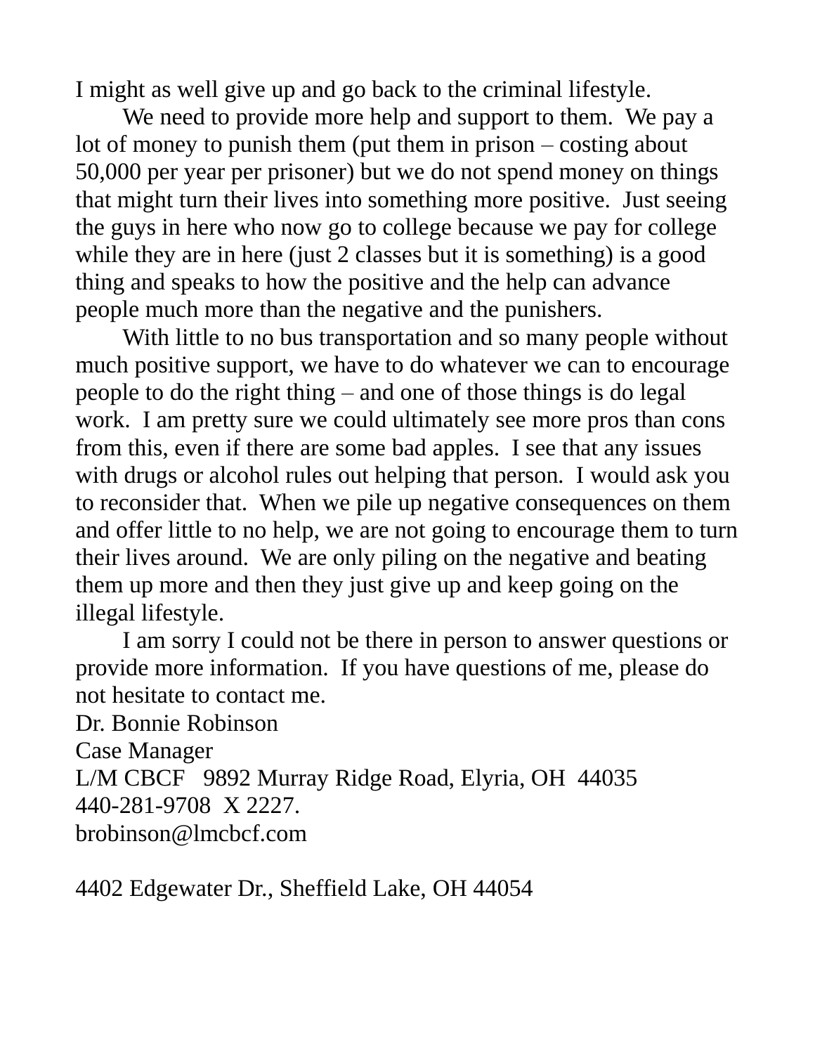I might as well give up and go back to the criminal lifestyle.

We need to provide more help and support to them. We pay a lot of money to punish them (put them in prison – costing about 50,000 per year per prisoner) but we do not spend money on things that might turn their lives into something more positive. Just seeing the guys in here who now go to college because we pay for college while they are in here (just 2 classes but it is something) is a good thing and speaks to how the positive and the help can advance people much more than the negative and the punishers.

With little to no bus transportation and so many people without much positive support, we have to do whatever we can to encourage people to do the right thing – and one of those things is do legal work. I am pretty sure we could ultimately see more pros than cons from this, even if there are some bad apples. I see that any issues with drugs or alcohol rules out helping that person. I would ask you to reconsider that. When we pile up negative consequences on them and offer little to no help, we are not going to encourage them to turn their lives around. We are only piling on the negative and beating them up more and then they just give up and keep going on the illegal lifestyle.

I am sorry I could not be there in person to answer questions or provide more information. If you have questions of me, please do not hesitate to contact me.

Dr. Bonnie Robinson
Case Manager
L/M CBCF 9892 Murray Ridge Road, Elyria, OH 44035
440-281-9708 X 2227.
brobinson@lmcbcf.com

4402 Edgewater Dr., Sheffield Lake, OH 44054